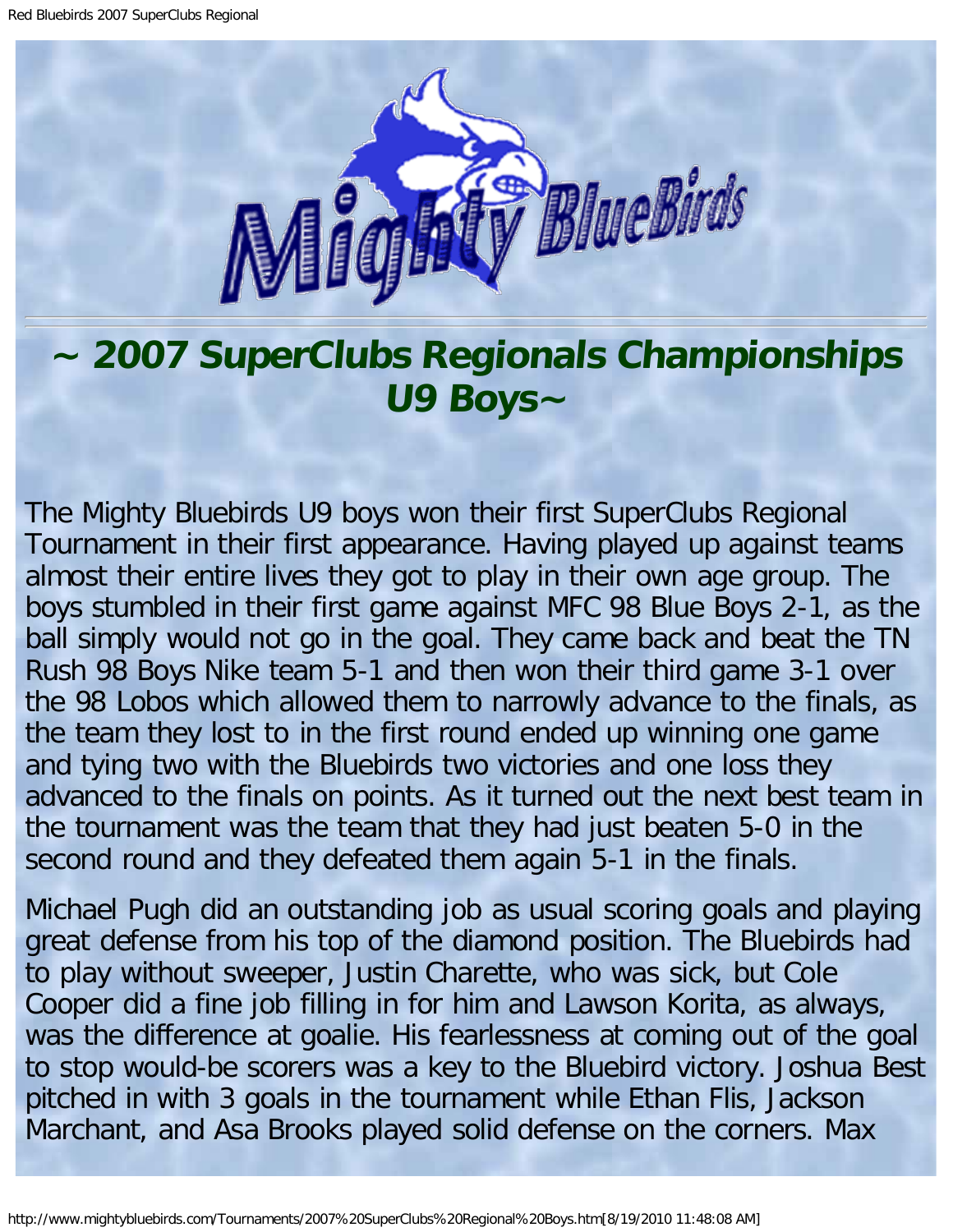# ~ 2007 SuperClubs Regionals Championships U9 Boys~

The Mighty Bluebirds U9 boys won their first SuperClubs Regional Tournament in their first appearance. Having played up against teams almost their entire lives they got to play in their own age group. The boys stumbled in their first game against MFC 98 Blue Boys 2-1, as the ball simply would not go in the goal. They came back and beat the TN Rush 98 Boys Nike team 5-1 and then won their third game 3-1 over the 98 Lobos which allowed them to narrowly advance to the finals, as the team they lost to in the first round ended up winning one game and tying two with the Bluebirds two victories and one loss they advanced to the finals on points. As it turned out the next best team in the tournament was the team that they had just beaten 5-0 in the second round and they defeated them again 5-1 in the finals.

Michael Pugh did an outstanding job as usual scoring goals and playing great defense from his top of the diamond position. The Bluebirds had to play without sweeper, Justin Charette, who was sick, but Cole Cooper did a fine job filling in for him and Lawson Korita, as always, was the difference at goalie. His fearlessness at coming out of the goal to stop would-be scorers was a key to the Bluebird victory. Joshua Best pitched in with 3 goals in the tournament while Ethan Flis, Jackson Marchant, and Asa Brooks played solid defense on the corners. Max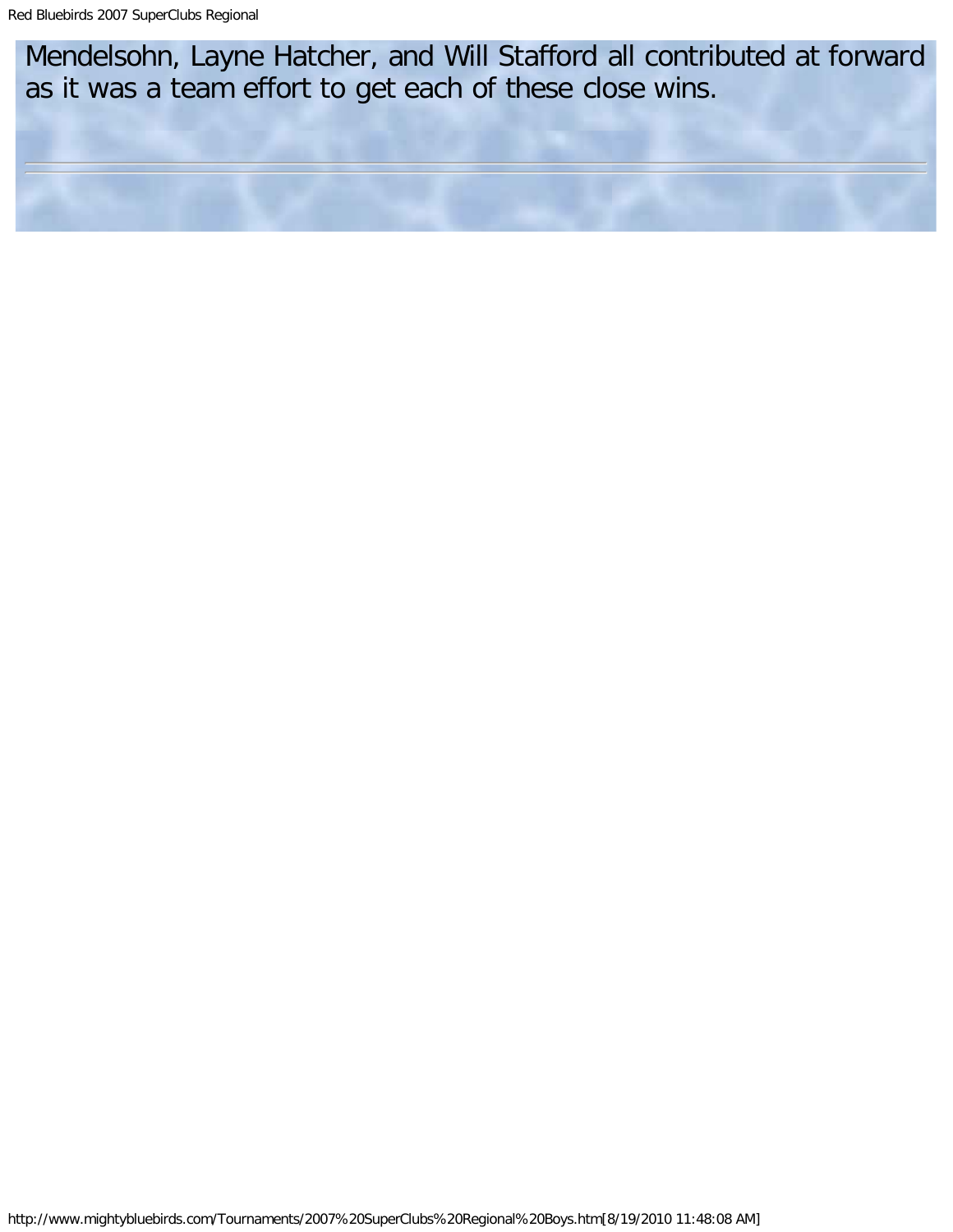Mendelsohn, Layne Hatcher, and Will Stafford all contributed at forward as it was a team effort to get each of these close wins.

---